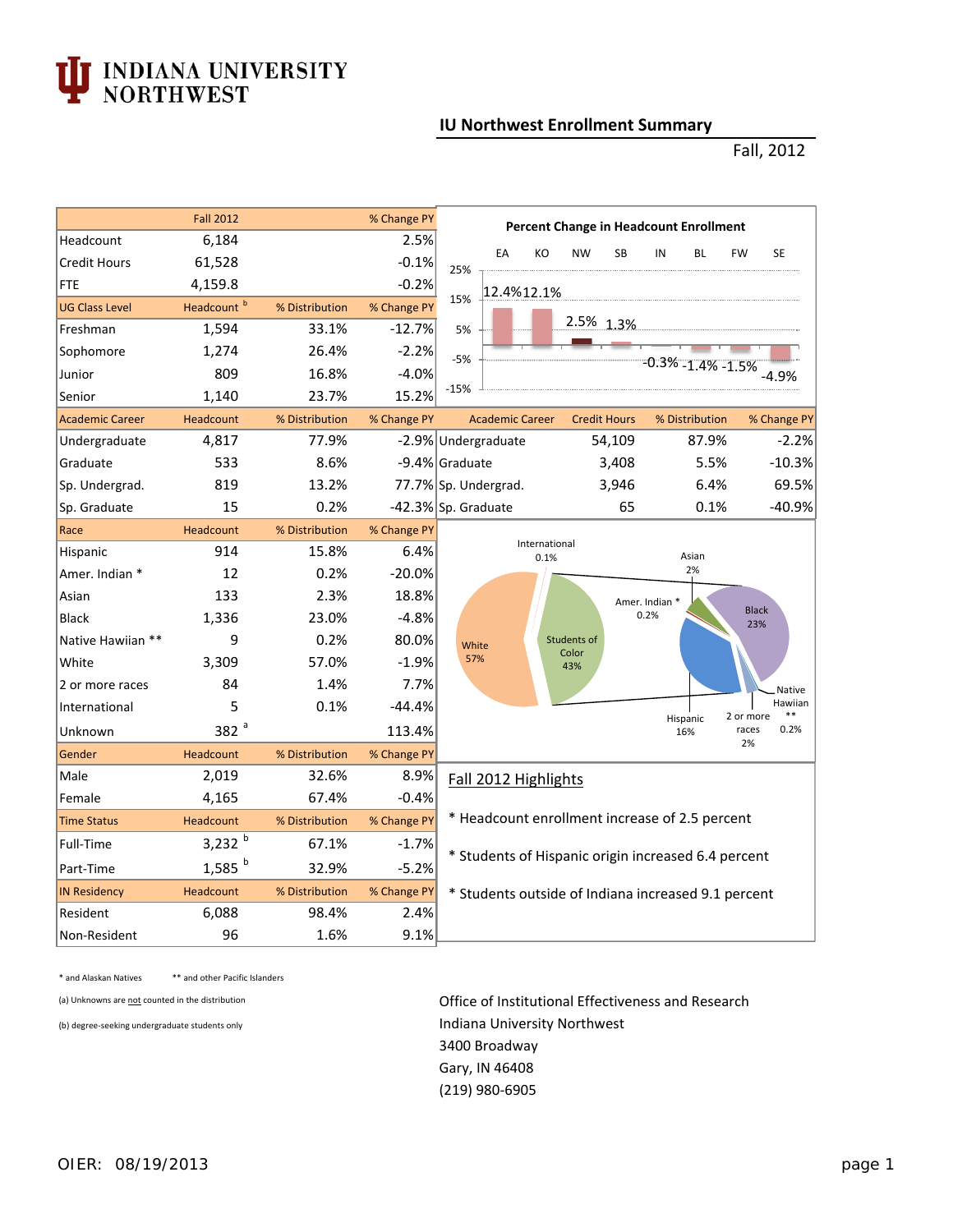# INDIANA UNIVERSITY NORTHWEST

## IU Northwest Enrollment Summary

Fall, 2012

| | Fall 2012 | | % Change PY |
|---|---|---|---|
| Headcount | 6,184 | | 2.5% |
| Credit Hours | 61,528 | | -0.1% |
| FTE | 4,159.8 | | -0.2% |
| **UG Class Level** | **Headcount [b]** | **% Distribution** | **% Change PY** |
| Freshman | 1,594 | 33.1% | -12.7% |
| Sophomore | 1,274 | 26.4% | -2.2% |
| Junior | 809 | 16.8% | -4.0% |
| Senior | 1,140 | 23.7% | 15.2% |
| **Academic Career** | **Headcount** | **% Distribution** | **% Change PY** |
| Undergraduate | 4,817 | 77.9% | -2.9% |
| Graduate | 533 | 8.6% | -9.4% |
| Sp. Undergrad. | 819 | 13.2% | 77.7% |
| Sp. Graduate | 15 | 0.2% | -42.3% |
| **Race** | **Headcount** | **% Distribution** | **% Change PY** |
| Hispanic | 914 | 15.8% | 6.4% |
| Amer. Indian * | 12 | 0.2% | -20.0% |
| Asian | 133 | 2.3% | 18.8% |
| Black | 1,336 | 23.0% | -4.8% |
| Native Hawiian ** | 9 | 0.2% | 80.0% |
| White | 3,309 | 57.0% | -1.9% |
| 2 or more races | 84 | 1.4% | 7.7% |
| International | 5 | 0.1% | -44.4% |
| Unknown | 382 [a] | | 113.4% |
| **Gender** | **Headcount** | **% Distribution** | **% Change PY** |
| Male | 2,019 | 32.6% | 8.9% |
| Female | 4,165 | 67.4% | -0.4% |
| **Time Status** | **Headcount** | **% Distribution** | **% Change PY** |
| Full-Time | 3,232 [b] | 67.1% | -1.7% |
| Part-Time | 1,585 [b] | 32.9% | -5.2% |
| **IN Residency** | **Headcount** | **% Distribution** | **% Change PY** |
| Resident | 6,088 | 98.4% | 2.4% |
| Non-Resident | 96 | 1.6% | 9.1% |

**Percent Change in Headcount Enrollment**

| EA | KO | NW | SB | IN | BL | FW | SE |
|---|---|---|---|---|---|---|---|
| 12.4% | 12.1% | 2.5% | 1.3% | -0.3% | -1.4% | -1.5% | -4.9% |

| Academic Career | Credit Hours | % Distribution | % Change PY |
|---|---|---|---|
| Undergraduate | 54,109 | 87.9% | -2.2% |
| Graduate | 3,408 | 5.5% | -10.3% |
| Sp. Undergrad. | 3,946 | 6.4% | 69.5% |
| Sp. Graduate | 65 | 0.1% | -40.9% |

White 57%; Students of Color 43%; International 0.1%; Asian 2%; Amer. Indian * 0.2%; Black 23%; Hispanic 16%; 2 or more races 2%; Native Hawiian ** 0.2%

### Fall 2012 Highlights

* Headcount enrollment increase of 2.5 percent
* Students of Hispanic origin increased 6.4 percent
* Students outside of Indiana increased 9.1 percent

\* and Alaskan Natives  ** and other Pacific Islanders

(a) Unknowns are not counted in the distribution

(b) degree-seeking undergraduate students only

Office of Institutional Effectiveness and Research
Indiana University Northwest
3400 Broadway
Gary, IN 46408
(219) 980-6905

OIER: 08/19/2013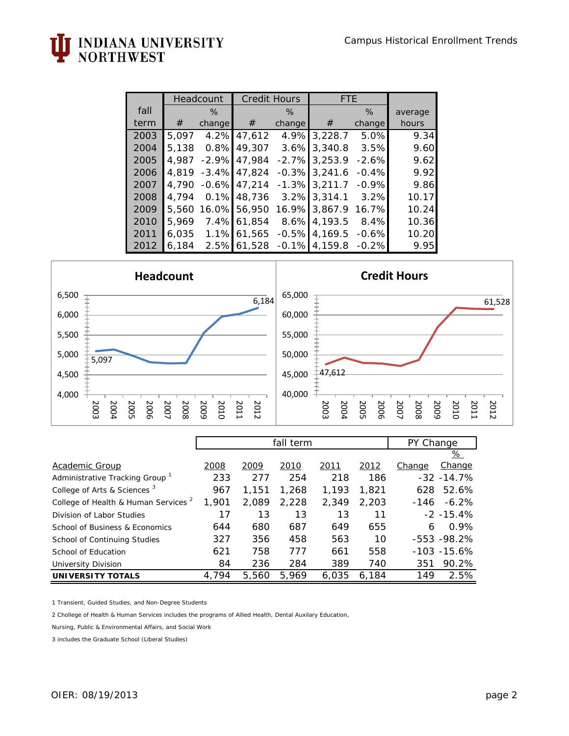**INDIANA UNIVERSITY NORTHWEST**

Campus Historical Enrollment Trends

| fall term | Headcount # | Headcount % change | Credit Hours # | Credit Hours % change | FTE # | FTE % change | average hours |
|---|---|---|---|---|---|---|---|
| 2003 | 5,097 | 4.2% | 47,612 | 4.9% | 3,228.7 | 5.0% | 9.34 |
| 2004 | 5,138 | 0.8% | 49,307 | 3.6% | 3,340.8 | 3.5% | 9.60 |
| 2005 | 4,987 | -2.9% | 47,984 | -2.7% | 3,253.9 | -2.6% | 9.62 |
| 2006 | 4,819 | -3.4% | 47,824 | -0.3% | 3,241.6 | -0.4% | 9.92 |
| 2007 | 4,790 | -0.6% | 47,214 | -1.3% | 3,211.7 | -0.9% | 9.86 |
| 2008 | 4,794 | 0.1% | 48,736 | 3.2% | 3,314.1 | 3.2% | 10.17 |
| 2009 | 5,560 | 16.0% | 56,950 | 16.9% | 3,867.9 | 16.7% | 10.24 |
| 2010 | 5,969 | 7.4% | 61,854 | 8.6% | 4,193.5 | 8.4% | 10.36 |
| 2011 | 6,035 | 1.1% | 61,565 | -0.5% | 4,169.5 | -0.6% | 10.20 |
| 2012 | 6,184 | 2.5% | 61,528 | -0.1% | 4,159.8 | -0.2% | 9.95 |

**Headcount**

6,500
6,000
5,500
5,000
4,500
4,000
5,097
6,184
2003 2004 2005 2006 2007 2008 2009 2010 2011 2012

**Credit Hours**

65,000
60,000
55,000
50,000
45,000
40,000
47,612
61,528
2003 2004 2005 2006 2007 2008 2009 2010 2011 2012

| Academic Group | 2008 | 2009 | 2010 | 2011 | 2012 | PY Change | PY % Change |
|---|---|---|---|---|---|---|---|
| Administrative Tracking Group [1] | 233 | 277 | 254 | 218 | 186 | -32 | -14.7% |
| College of Arts & Sciences [3] | 967 | 1,151 | 1,268 | 1,193 | 1,821 | 628 | 52.6% |
| College of Health & Human Services [2] | 1,901 | 2,089 | 2,228 | 2,349 | 2,203 | -146 | -6.2% |
| Division of Labor Studies | 17 | 13 | 13 | 13 | 11 | -2 | -15.4% |
| School of Business & Economics | 644 | 680 | 687 | 649 | 655 | 6 | 0.9% |
| School of Continuing Studies | 327 | 356 | 458 | 563 | 10 | -553 | -98.2% |
| School of Education | 621 | 758 | 777 | 661 | 558 | -103 | -15.6% |
| University Division | 84 | 236 | 284 | 389 | 740 | 351 | 90.2% |
| **UNIVERSITY TOTALS** | 4,794 | 5,560 | 5,969 | 6,035 | 6,184 | 149 | 2.5% |

1 Transient, Guided Studies, and Non-Degree Students

2 Chollege of Health & Human Services includes the programs of Allied Health, Dental Auxilary Education, Nursing, Public & Environmental Affairs, and Social Work

3 includes the Graduate School (Liberal Studies)

OIER: 08/19/2013